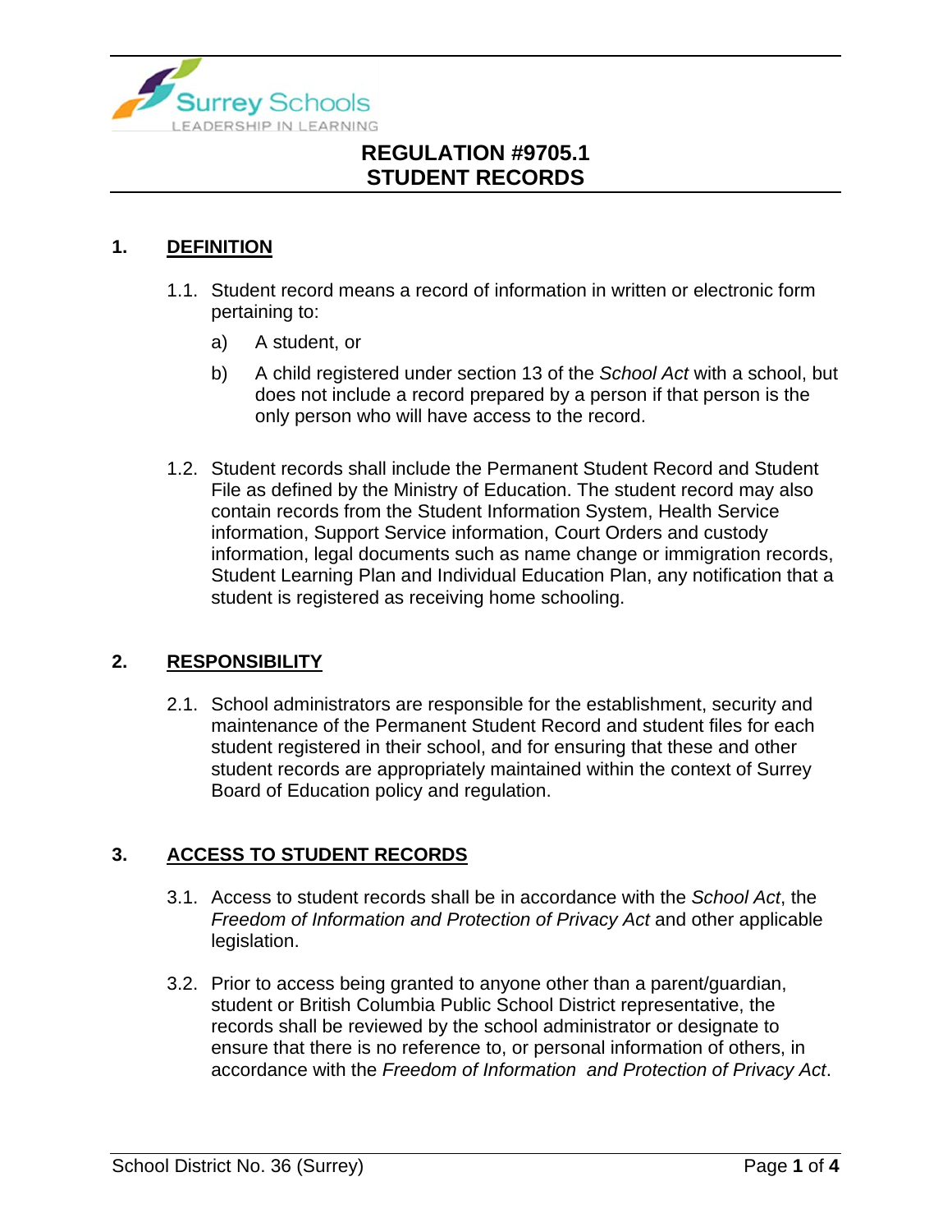# REGULATION #9705.1
# STUDENT RECORDS

## 1. DEFINITION

1.1. Student record means a record of information in written or electronic form pertaining to:

a) A student, or

b) A child registered under section 13 of the *School Act* with a school, but does not include a record prepared by a person if that person is the only person who will have access to the record.

1.2. Student records shall include the Permanent Student Record and Student File as defined by the Ministry of Education. The student record may also contain records from the Student Information System, Health Service information, Support Service information, Court Orders and custody information, legal documents such as name change or immigration records, Student Learning Plan and Individual Education Plan, any notification that a student is registered as receiving home schooling.

## 2. RESPONSIBILITY

2.1. School administrators are responsible for the establishment, security and maintenance of the Permanent Student Record and student files for each student registered in their school, and for ensuring that these and other student records are appropriately maintained within the context of Surrey Board of Education policy and regulation.

## 3. ACCESS TO STUDENT RECORDS

3.1. Access to student records shall be in accordance with the *School Act*, the *Freedom of Information and Protection of Privacy Act* and other applicable legislation.

3.2. Prior to access being granted to anyone other than a parent/guardian, student or British Columbia Public School District representative, the records shall be reviewed by the school administrator or designate to ensure that there is no reference to, or personal information of others, in accordance with the *Freedom of Information and Protection of Privacy Act*.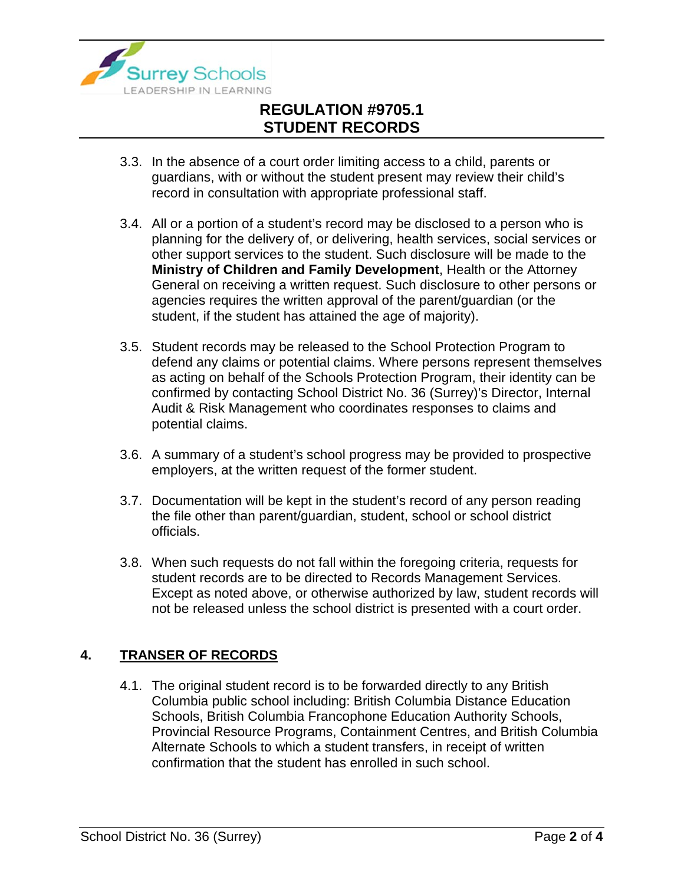3.3. In the absence of a court order limiting access to a child, parents or guardians, with or without the student present may review their child's record in consultation with appropriate professional staff.

3.4. All or a portion of a student's record may be disclosed to a person who is planning for the delivery of, or delivering, health services, social services or other support services to the student. Such disclosure will be made to the **Ministry of Children and Family Development**, Health or the Attorney General on receiving a written request. Such disclosure to other persons or agencies requires the written approval of the parent/guardian (or the student, if the student has attained the age of majority).

3.5. Student records may be released to the School Protection Program to defend any claims or potential claims. Where persons represent themselves as acting on behalf of the Schools Protection Program, their identity can be confirmed by contacting School District No. 36 (Surrey)'s Director, Internal Audit & Risk Management who coordinates responses to claims and potential claims.

3.6. A summary of a student's school progress may be provided to prospective employers, at the written request of the former student.

3.7. Documentation will be kept in the student's record of any person reading the file other than parent/guardian, student, school or school district officials.

3.8. When such requests do not fall within the foregoing criteria, requests for student records are to be directed to Records Management Services. Except as noted above, or otherwise authorized by law, student records will not be released unless the school district is presented with a court order.

## 4. <u>TRANSER OF RECORDS</u>

4.1. The original student record is to be forwarded directly to any British Columbia public school including: British Columbia Distance Education Schools, British Columbia Francophone Education Authority Schools, Provincial Resource Programs, Containment Centres, and British Columbia Alternate Schools to which a student transfers, in receipt of written confirmation that the student has enrolled in such school.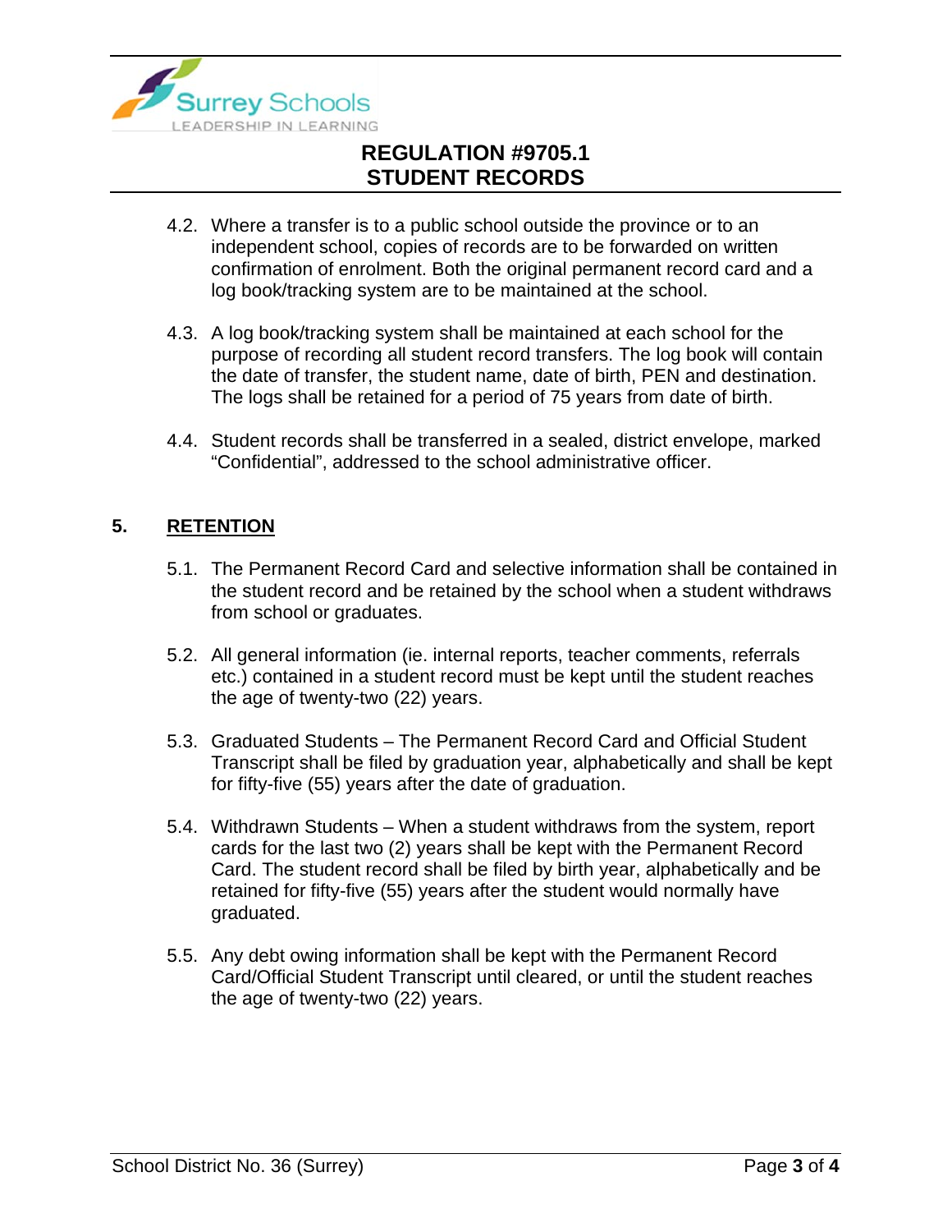4.2. Where a transfer is to a public school outside the province or to an independent school, copies of records are to be forwarded on written confirmation of enrolment. Both the original permanent record card and a log book/tracking system are to be maintained at the school.

4.3. A log book/tracking system shall be maintained at each school for the purpose of recording all student record transfers. The log book will contain the date of transfer, the student name, date of birth, PEN and destination. The logs shall be retained for a period of 75 years from date of birth.

4.4. Student records shall be transferred in a sealed, district envelope, marked "Confidential", addressed to the school administrative officer.

## 5. RETENTION

5.1. The Permanent Record Card and selective information shall be contained in the student record and be retained by the school when a student withdraws from school or graduates.

5.2. All general information (ie. internal reports, teacher comments, referrals etc.) contained in a student record must be kept until the student reaches the age of twenty-two (22) years.

5.3. Graduated Students – The Permanent Record Card and Official Student Transcript shall be filed by graduation year, alphabetically and shall be kept for fifty-five (55) years after the date of graduation.

5.4. Withdrawn Students – When a student withdraws from the system, report cards for the last two (2) years shall be kept with the Permanent Record Card. The student record shall be filed by birth year, alphabetically and be retained for fifty-five (55) years after the student would normally have graduated.

5.5. Any debt owing information shall be kept with the Permanent Record Card/Official Student Transcript until cleared, or until the student reaches the age of twenty-two (22) years.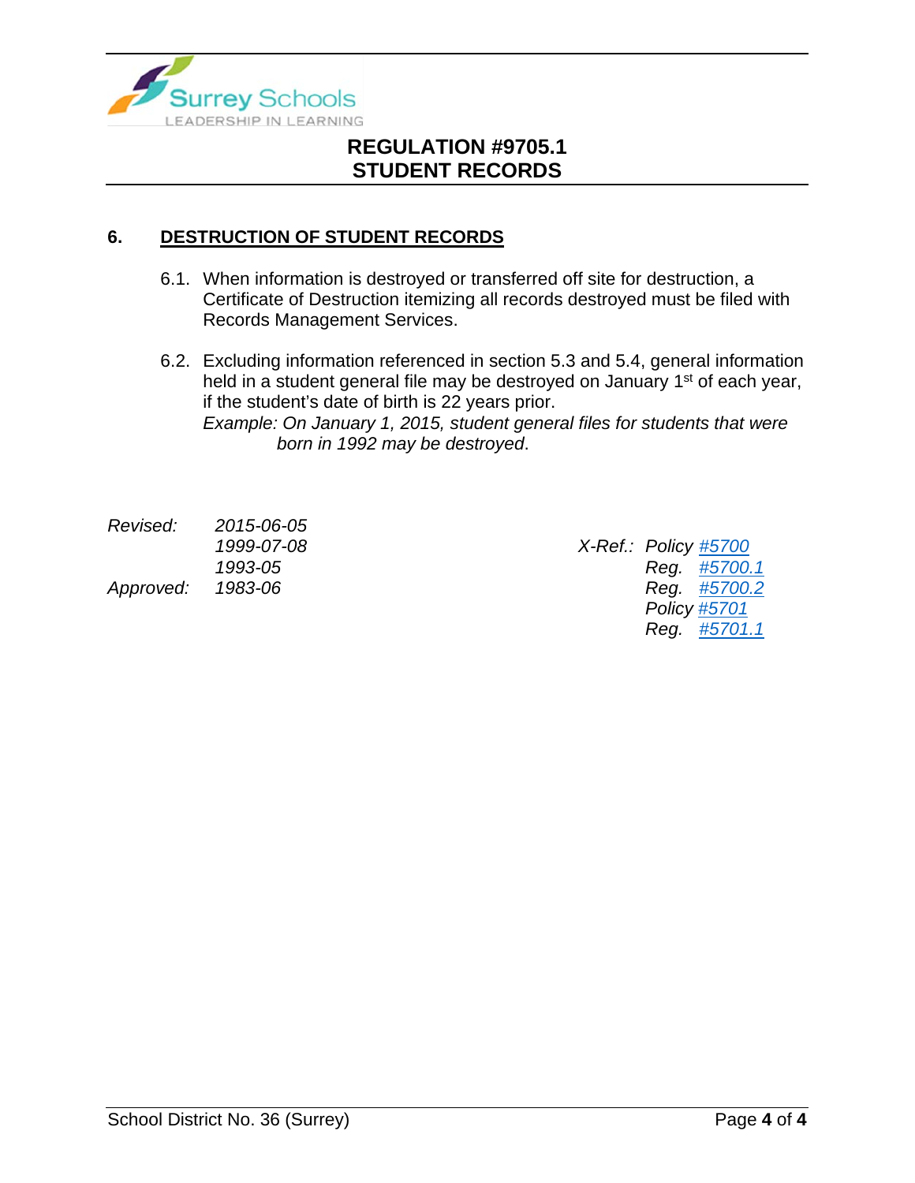# REGULATION #9705.1
# STUDENT RECORDS

## 6. DESTRUCTION OF STUDENT RECORDS

6.1. When information is destroyed or transferred off site for destruction, a Certificate of Destruction itemizing all records destroyed must be filed with Records Management Services.

6.2. Excluding information referenced in section 5.3 and 5.4, general information held in a student general file may be destroyed on January 1st of each year, if the student's date of birth is 22 years prior.
*Example: On January 1, 2015, student general files for students that were born in 1992 may be destroyed*.

*Revised:* *2015-06-05*
*1999-07-08*
*1993-05*
*Approved:* *1983-06*

*X-Ref.:* *Policy #5700*
*Reg. #5700.1*
*Reg. #5700.2*
*Policy #5701*
*Reg. #5701.1*